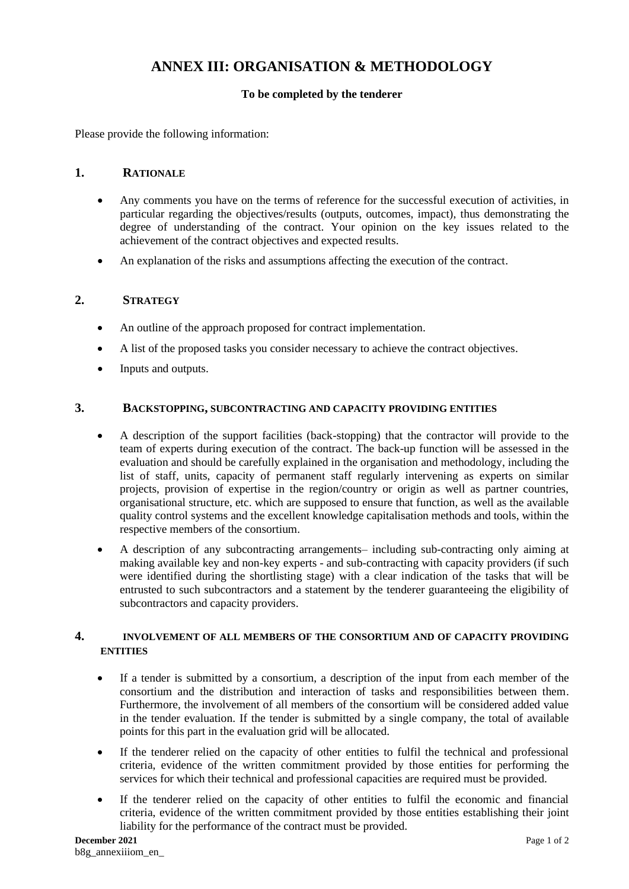# ANNEX III: ORGANISATION & METHODOLOGY

**To be completed by the tenderer**

Please provide the following information:

## 1. RATIONALE

- Any comments you have on the terms of reference for the successful execution of activities, in particular regarding the objectives/results (outputs, outcomes, impact), thus demonstrating the degree of understanding of the contract. Your opinion on the key issues related to the achievement of the contract objectives and expected results.
- An explanation of the risks and assumptions affecting the execution of the contract.

## 2. STRATEGY

- An outline of the approach proposed for contract implementation.
- A list of the proposed tasks you consider necessary to achieve the contract objectives.
- Inputs and outputs.

## 3. BACKSTOPPING, SUBCONTRACTING AND CAPACITY PROVIDING ENTITIES

- A description of the support facilities (back-stopping) that the contractor will provide to the team of experts during execution of the contract. The back-up function will be assessed in the evaluation and should be carefully explained in the organisation and methodology, including the list of staff, units, capacity of permanent staff regularly intervening as experts on similar projects, provision of expertise in the region/country or origin as well as partner countries, organisational structure, etc. which are supposed to ensure that function, as well as the available quality control systems and the excellent knowledge capitalisation methods and tools, within the respective members of the consortium.
- A description of any subcontracting arrangements– including sub-contracting only aiming at making available key and non-key experts - and sub-contracting with capacity providers (if such were identified during the shortlisting stage) with a clear indication of the tasks that will be entrusted to such subcontractors and a statement by the tenderer guaranteeing the eligibility of subcontractors and capacity providers.

## 4. INVOLVEMENT OF ALL MEMBERS OF THE CONSORTIUM AND OF CAPACITY PROVIDING ENTITIES

- If a tender is submitted by a consortium, a description of the input from each member of the consortium and the distribution and interaction of tasks and responsibilities between them. Furthermore, the involvement of all members of the consortium will be considered added value in the tender evaluation. If the tender is submitted by a single company, the total of available points for this part in the evaluation grid will be allocated.
- If the tenderer relied on the capacity of other entities to fulfil the technical and professional criteria, evidence of the written commitment provided by those entities for performing the services for which their technical and professional capacities are required must be provided.
- If the tenderer relied on the capacity of other entities to fulfil the economic and financial criteria, evidence of the written commitment provided by those entities establishing their joint liability for the performance of the contract must be provided.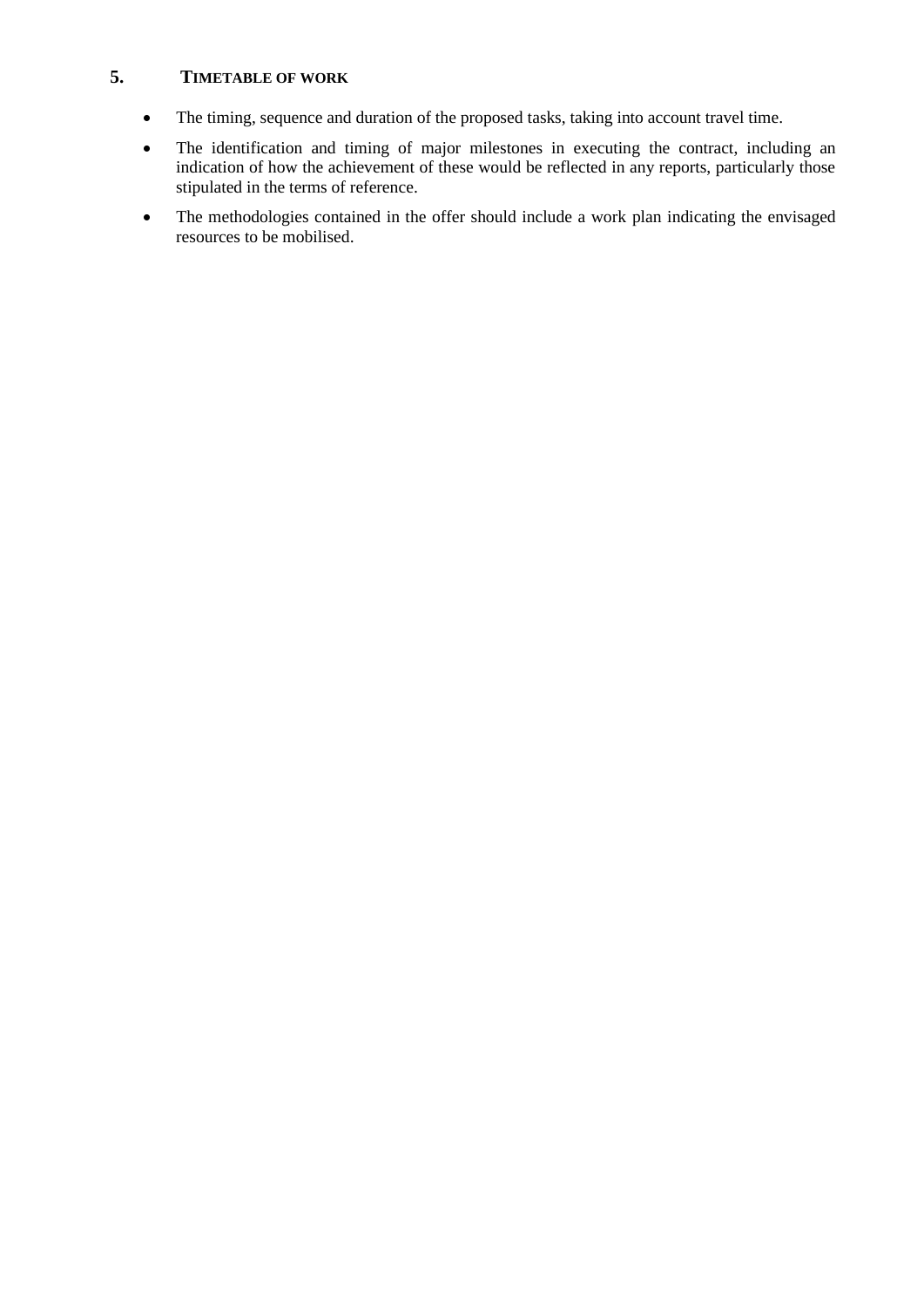## 5. Timetable of work

- The timing, sequence and duration of the proposed tasks, taking into account travel time.
- The identification and timing of major milestones in executing the contract, including an indication of how the achievement of these would be reflected in any reports, particularly those stipulated in the terms of reference.
- The methodologies contained in the offer should include a work plan indicating the envisaged resources to be mobilised.